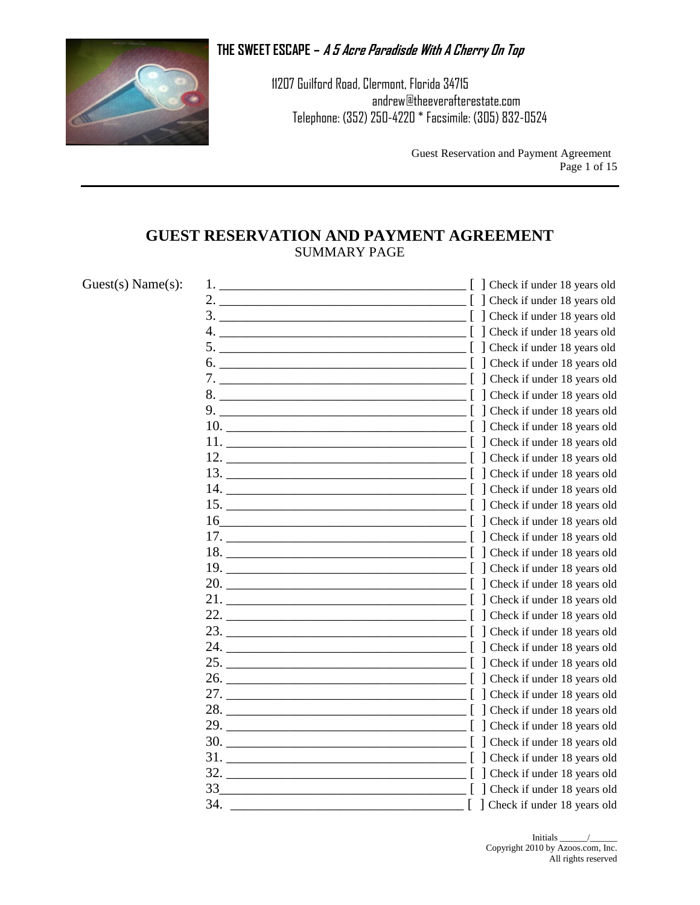**THE SWEET ESCAPE – *A 5 Acre Paradisde With A Cherry On Top***

11207 Guilford Road, Clermont, Florida 34715
andrew@theeverafterestate.com
Telephone: (352) 250-4220 * Facsimile: (305) 832-0524

Guest Reservation and Payment Agreement

# GUEST RESERVATION AND PAYMENT AGREEMENT

SUMMARY PAGE

Guest(s) Name(s):

1. ____________________________________ [ ] Check if under 18 years old
2. ____________________________________ [ ] Check if under 18 years old
3. ____________________________________ [ ] Check if under 18 years old
4. ____________________________________ [ ] Check if under 18 years old
5. ____________________________________ [ ] Check if under 18 years old
6. ____________________________________ [ ] Check if under 18 years old
7. ____________________________________ [ ] Check if under 18 years old
8. ____________________________________ [ ] Check if under 18 years old
9. ____________________________________ [ ] Check if under 18 years old
10. ____________________________________ [ ] Check if under 18 years old
11. ____________________________________ [ ] Check if under 18 years old
12. ____________________________________ [ ] Check if under 18 years old
13. ____________________________________ [ ] Check if under 18 years old
14. ____________________________________ [ ] Check if under 18 years old
15. ____________________________________ [ ] Check if under 18 years old
16____________________________________ [ ] Check if under 18 years old
17. ____________________________________ [ ] Check if under 18 years old
18. ____________________________________ [ ] Check if under 18 years old
19. ____________________________________ [ ] Check if under 18 years old
20. ____________________________________ [ ] Check if under 18 years old
21. ____________________________________ [ ] Check if under 18 years old
22. ____________________________________ [ ] Check if under 18 years old
23. ____________________________________ [ ] Check if under 18 years old
24. ____________________________________ [ ] Check if under 18 years old
25. ____________________________________ [ ] Check if under 18 years old
26. ____________________________________ [ ] Check if under 18 years old
27. ____________________________________ [ ] Check if under 18 years old
28. ____________________________________ [ ] Check if under 18 years old
29. ____________________________________ [ ] Check if under 18 years old
30. ____________________________________ [ ] Check if under 18 years old
31. ____________________________________ [ ] Check if under 18 years old
32. ____________________________________ [ ] Check if under 18 years old
33____________________________________ [ ] Check if under 18 years old
34. ____________________________________ [ ] Check if under 18 years old

Initials ______/______
Copyright 2010 by Azoos.com, Inc.
All rights reserved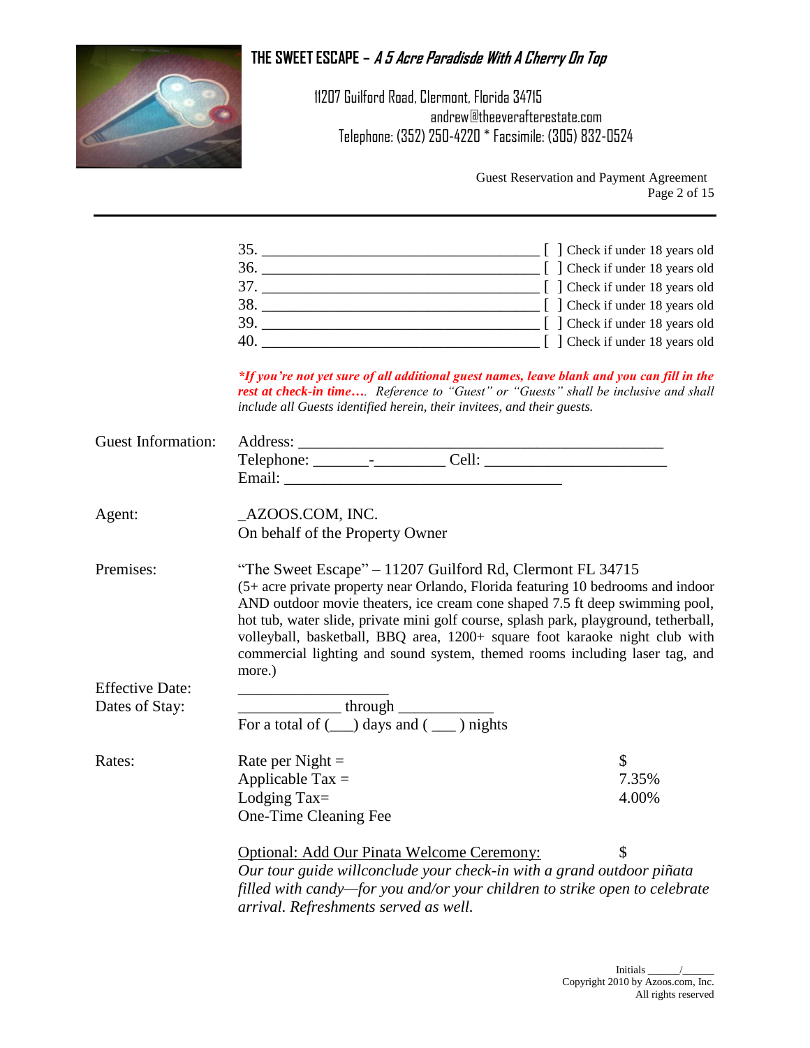35. ______________________________________ [ ] Check if under 18 years old
36. ______________________________________ [ ] Check if under 18 years old
37. ______________________________________ [ ] Check if under 18 years old
38. ______________________________________ [ ] Check if under 18 years old
39. ______________________________________ [ ] Check if under 18 years old
40. ______________________________________ [ ] Check if under 18 years old

***If you're not yet sure of all additional guest names, leave blank and you can fill in the rest at check-in time….*** *Reference to "Guest" or "Guests" shall be inclusive and shall include all Guests identified herein, their invitees, and their guests.*

Guest Information: Address: ________________________________________________
Telephone: _______-_________ Cell: _______________________
Email: ____________________________________

Agent: _AZOOS.COM, INC.
On behalf of the Property Owner

Premises: "The Sweet Escape" – 11207 Guilford Rd, Clermont FL 34715
(5+ acre private property near Orlando, Florida featuring 10 bedrooms and indoor AND outdoor movie theaters, ice cream cone shaped 7.5 ft deep swimming pool, hot tub, water slide, private mini golf course, splash park, playground, tetherball, volleyball, basketball, BBQ area, 1200+ square foot karaoke night club with commercial lighting and sound system, themed rooms including laser tag, and more.)

Effective Date: ___________________

Dates of Stay: _____________ through ___________
For a total of (___) days and ( ___ ) nights

Rates:

| | |
|---|---|
| Rate per Night = | $ |
| Applicable Tax = | 7.35% |
| Lodging Tax= | 4.00% |
| One-Time Cleaning Fee | |

Optional: Add Our Pinata Welcome Ceremony: $

*Our tour guide willconclude your check-in with a grand outdoor piñata filled with candy—for you and/or your children to strike open to celebrate arrival. Refreshments served as well.*

Initials ______/______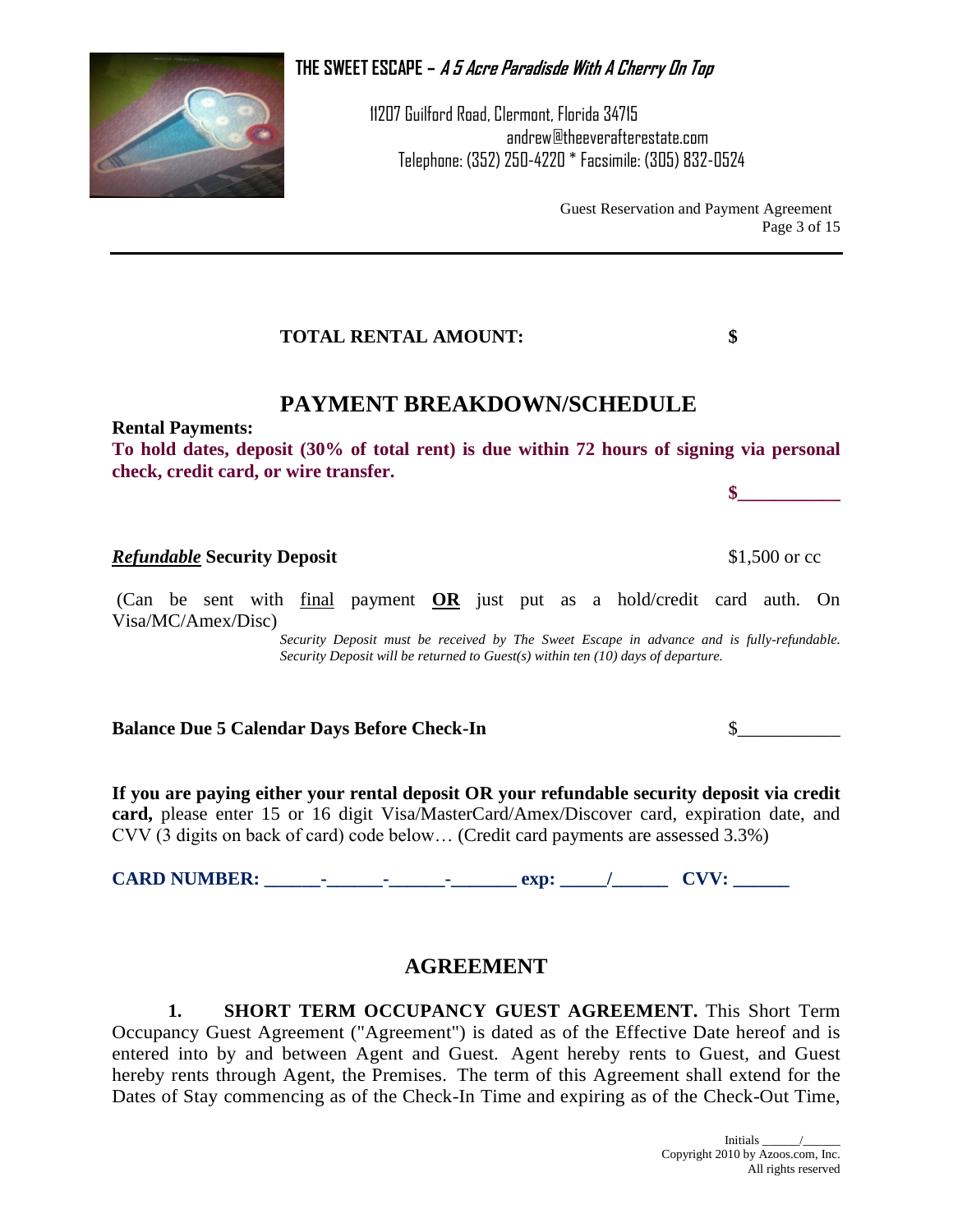**THE SWEET ESCAPE – *A 5 Acre Paradisde With A Cherry On Top***

11207 Guilford Road, Clermont, Florida 34715
andrew@theeverafterestate.com
Telephone: (352) 250-4220 * Facsimile: (305) 832-0524

Guest Reservation and Payment Agreement

**TOTAL RENTAL AMOUNT:** **$**

## PAYMENT BREAKDOWN/SCHEDULE

**Rental Payments:**
**To hold dates, deposit (30% of total rent) is due within 72 hours of signing via personal check, credit card, or wire transfer.**

**$___________**

***Refundable*** **Security Deposit** $1,500 or cc

(Can be sent with final payment **OR** just put as a hold/credit card auth. On Visa/MC/Amex/Disc)

*Security Deposit must be received by The Sweet Escape in advance and is fully-refundable. Security Deposit will be returned to Guest(s) within ten (10) days of departure.*

**Balance Due 5 Calendar Days Before Check-In** $___________

**If you are paying either your rental deposit OR your refundable security deposit via credit card,** please enter 15 or 16 digit Visa/MasterCard/Amex/Discover card, expiration date, and CVV (3 digits on back of card) code below… (Credit card payments are assessed 3.3%)

**CARD NUMBER: ______-______-______-_______ exp: _____/______ CVV: ______**

## AGREEMENT

**1. SHORT TERM OCCUPANCY GUEST AGREEMENT.** This Short Term Occupancy Guest Agreement ("Agreement") is dated as of the Effective Date hereof and is entered into by and between Agent and Guest. Agent hereby rents to Guest, and Guest hereby rents through Agent, the Premises. The term of this Agreement shall extend for the Dates of Stay commencing as of the Check-In Time and expiring as of the Check-Out Time,

Initials ______/______
Copyright 2010 by Azoos.com, Inc.
All rights reserved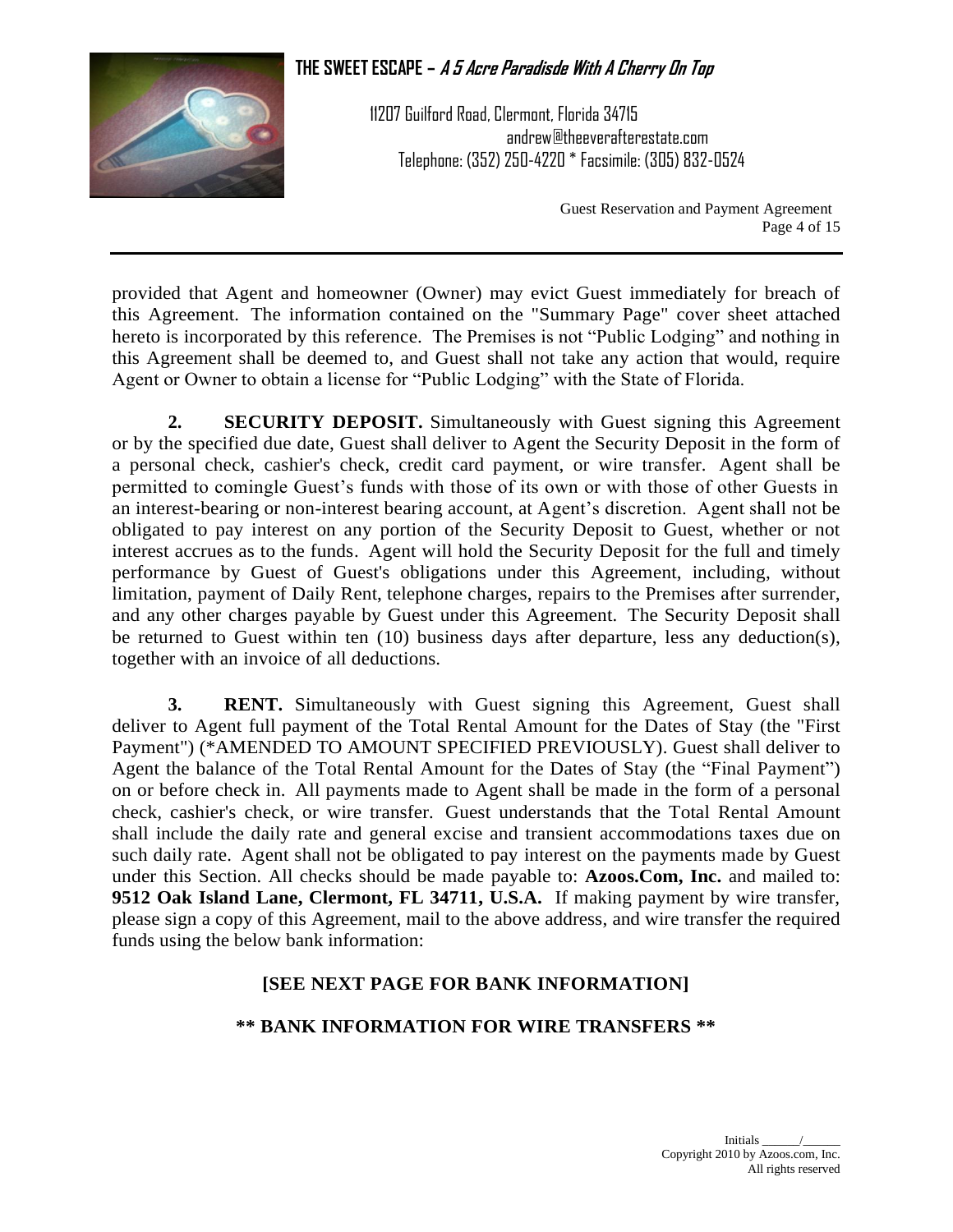provided that Agent and homeowner (Owner) may evict Guest immediately for breach of this Agreement. The information contained on the "Summary Page" cover sheet attached hereto is incorporated by this reference. The Premises is not "Public Lodging" and nothing in this Agreement shall be deemed to, and Guest shall not take any action that would, require Agent or Owner to obtain a license for "Public Lodging" with the State of Florida.

**2. SECURITY DEPOSIT.** Simultaneously with Guest signing this Agreement or by the specified due date, Guest shall deliver to Agent the Security Deposit in the form of a personal check, cashier's check, credit card payment, or wire transfer. Agent shall be permitted to comingle Guest's funds with those of its own or with those of other Guests in an interest-bearing or non-interest bearing account, at Agent's discretion. Agent shall not be obligated to pay interest on any portion of the Security Deposit to Guest, whether or not interest accrues as to the funds. Agent will hold the Security Deposit for the full and timely performance by Guest of Guest's obligations under this Agreement, including, without limitation, payment of Daily Rent, telephone charges, repairs to the Premises after surrender, and any other charges payable by Guest under this Agreement. The Security Deposit shall be returned to Guest within ten (10) business days after departure, less any deduction(s), together with an invoice of all deductions.

**3. RENT.** Simultaneously with Guest signing this Agreement, Guest shall deliver to Agent full payment of the Total Rental Amount for the Dates of Stay (the "First Payment") (*AMENDED TO AMOUNT SPECIFIED PREVIOUSLY). Guest shall deliver to Agent the balance of the Total Rental Amount for the Dates of Stay (the "Final Payment") on or before check in. All payments made to Agent shall be made in the form of a personal check, cashier's check, or wire transfer. Guest understands that the Total Rental Amount shall include the daily rate and general excise and transient accommodations taxes due on such daily rate. Agent shall not be obligated to pay interest on the payments made by Guest under this Section. All checks should be made payable to: **Azoos.Com, Inc.** and mailed to: **9512 Oak Island Lane, Clermont, FL 34711, U.S.A.** If making payment by wire transfer, please sign a copy of this Agreement, mail to the above address, and wire transfer the required funds using the below bank information:

**[SEE NEXT PAGE FOR BANK INFORMATION]**

**** BANK INFORMATION FOR WIRE TRANSFERS ****

Initials ______/______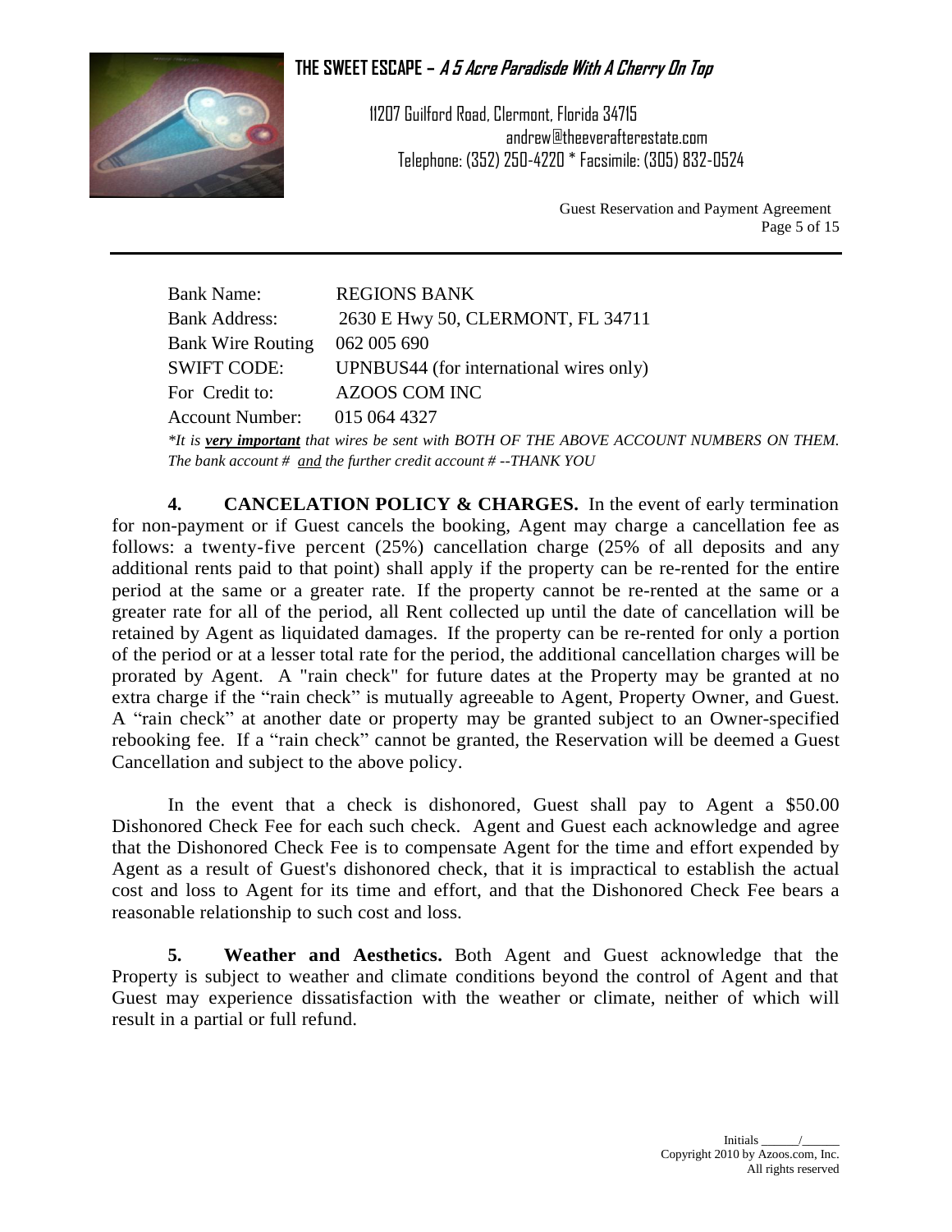| | |
|---|---|
| Bank Name: | REGIONS BANK |
| Bank Address: | 2630 E Hwy 50, CLERMONT, FL 34711 |
| Bank Wire Routing | 062 005 690 |
| SWIFT CODE: | UPNBUS44 (for international wires only) |
| For Credit to: | AZOOS COM INC |
| Account Number: | 015 064 4327 |

**Bank Wire Note:** **

*It is **very important** that wires be sent with BOTH OF THE ABOVE ACCOUNT NUMBERS ON THEM. The bank account # and the further credit account # --THANK YOU*

**4. CANCELATION POLICY & CHARGES.** In the event of early termination for non-payment or if Guest cancels the booking, Agent may charge a cancellation fee as follows: a twenty-five percent (25%) cancellation charge (25% of all deposits and any additional rents paid to that point) shall apply if the property can be re-rented for the entire period at the same or a greater rate. If the property cannot be re-rented at the same or a greater rate for all of the period, all Rent collected up until the date of cancellation will be retained by Agent as liquidated damages. If the property can be re-rented for only a portion of the period or at a lesser total rate for the period, the additional cancellation charges will be prorated by Agent. A "rain check" for future dates at the Property may be granted at no extra charge if the "rain check" is mutually agreeable to Agent, Property Owner, and Guest. A "rain check" at another date or property may be granted subject to an Owner-specified rebooking fee. If a "rain check" cannot be granted, the Reservation will be deemed a Guest Cancellation and subject to the above policy.

In the event that a check is dishonored, Guest shall pay to Agent a $50.00 Dishonored Check Fee for each such check. Agent and Guest each acknowledge and agree that the Dishonored Check Fee is to compensate Agent for the time and effort expended by Agent as a result of Guest's dishonored check, that it is impractical to establish the actual cost and loss to Agent for its time and effort, and that the Dishonored Check Fee bears a reasonable relationship to such cost and loss.

**5. Weather and Aesthetics.** Both Agent and Guest acknowledge that the Property is subject to weather and climate conditions beyond the control of Agent and that Guest may experience dissatisfaction with the weather or climate, neither of which will result in a partial or full refund.

Initials ______/______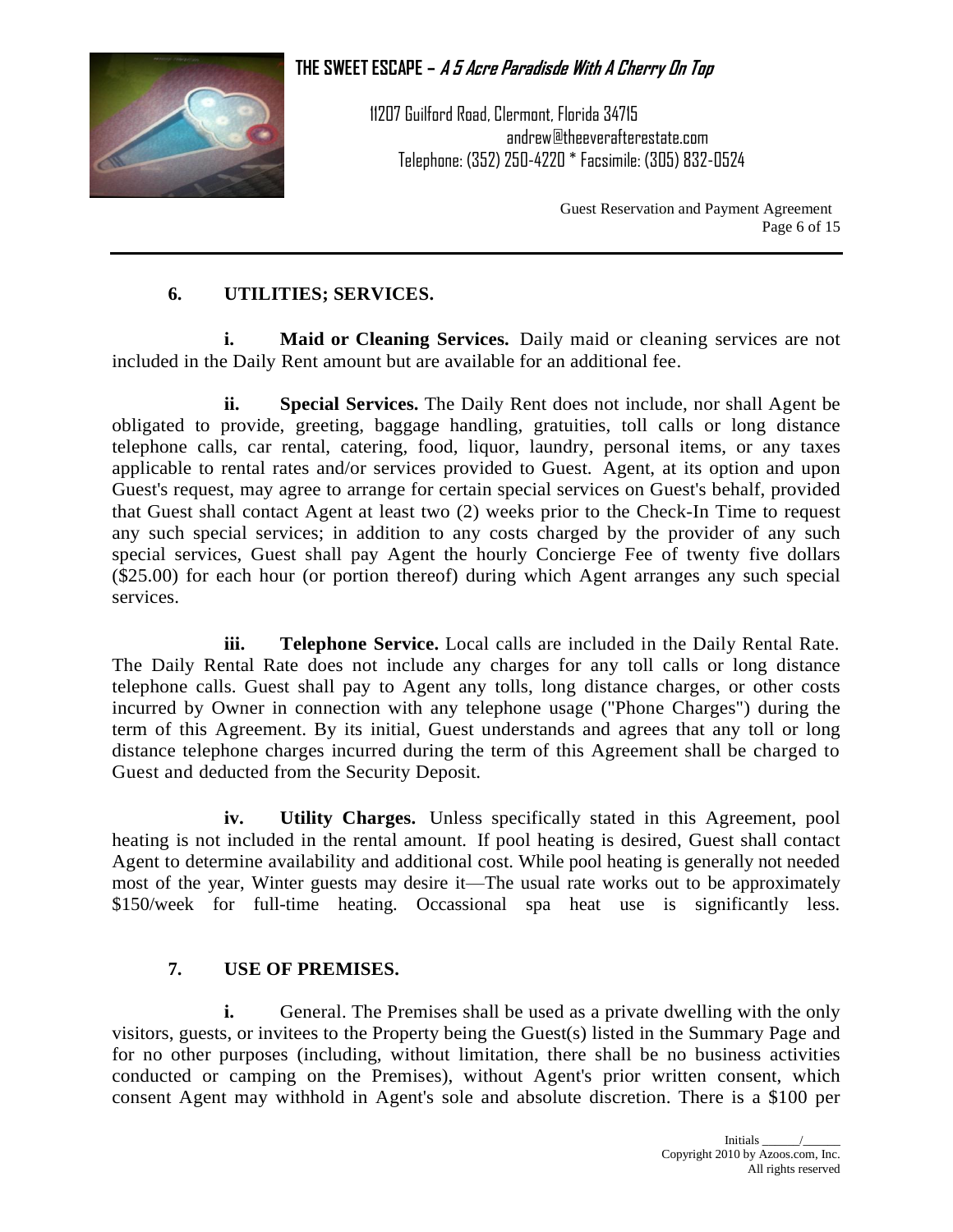## 6. UTILITIES; SERVICES.

**i. Maid or Cleaning Services.** Daily maid or cleaning services are not included in the Daily Rent amount but are available for an additional fee.

**ii. Special Services.** The Daily Rent does not include, nor shall Agent be obligated to provide, greeting, baggage handling, gratuities, toll calls or long distance telephone calls, car rental, catering, food, liquor, laundry, personal items, or any taxes applicable to rental rates and/or services provided to Guest. Agent, at its option and upon Guest's request, may agree to arrange for certain special services on Guest's behalf, provided that Guest shall contact Agent at least two (2) weeks prior to the Check-In Time to request any such special services; in addition to any costs charged by the provider of any such special services, Guest shall pay Agent the hourly Concierge Fee of twenty five dollars ($25.00) for each hour (or portion thereof) during which Agent arranges any such special services.

**iii. Telephone Service.** Local calls are included in the Daily Rental Rate. The Daily Rental Rate does not include any charges for any toll calls or long distance telephone calls. Guest shall pay to Agent any tolls, long distance charges, or other costs incurred by Owner in connection with any telephone usage ("Phone Charges") during the term of this Agreement. By its initial, Guest understands and agrees that any toll or long distance telephone charges incurred during the term of this Agreement shall be charged to Guest and deducted from the Security Deposit.

**iv. Utility Charges.** Unless specifically stated in this Agreement, pool heating is not included in the rental amount. If pool heating is desired, Guest shall contact Agent to determine availability and additional cost. While pool heating is generally not needed most of the year, Winter guests may desire it—The usual rate works out to be approximately $150/week for full-time heating. Occassional spa heat use is significantly less.

## 7. USE OF PREMISES.

**i.** General. The Premises shall be used as a private dwelling with the only visitors, guests, or invitees to the Property being the Guest(s) listed in the Summary Page and for no other purposes (including, without limitation, there shall be no business activities conducted or camping on the Premises), without Agent's prior written consent, which consent Agent may withhold in Agent's sole and absolute discretion. There is a $100 per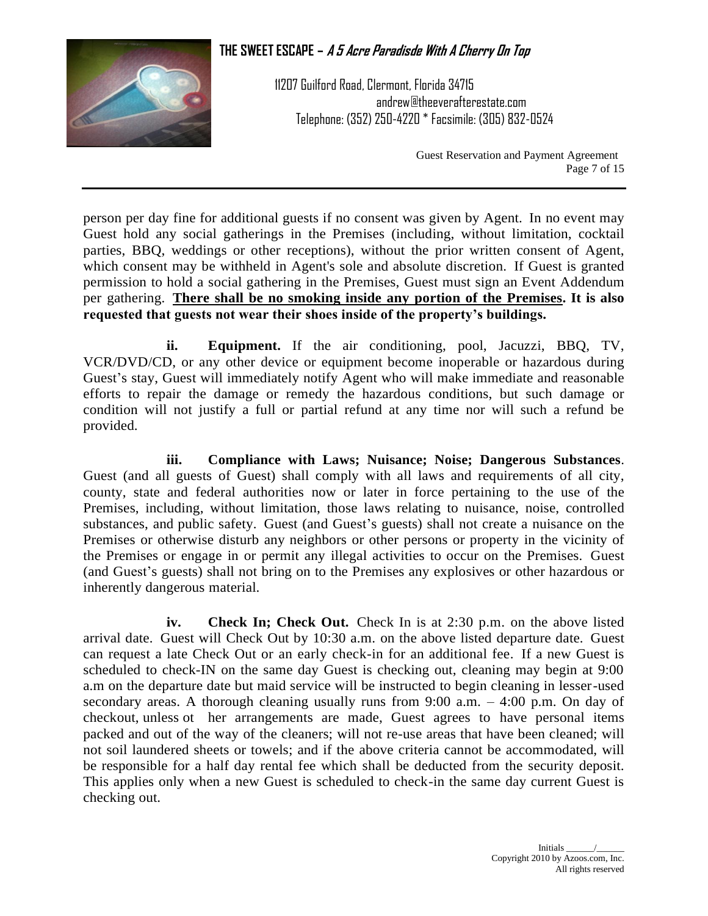person per day fine for additional guests if no consent was given by Agent. In no event may Guest hold any social gatherings in the Premises (including, without limitation, cocktail parties, BBQ, weddings or other receptions), without the prior written consent of Agent, which consent may be withheld in Agent's sole and absolute discretion. If Guest is granted permission to hold a social gathering in the Premises, Guest must sign an Event Addendum per gathering. **<u>There shall be no smoking inside any portion of the Premises</u>. It is also requested that guests not wear their shoes inside of the property's buildings.**

**ii. Equipment.** If the air conditioning, pool, Jacuzzi, BBQ, TV, VCR/DVD/CD, or any other device or equipment become inoperable or hazardous during Guest's stay, Guest will immediately notify Agent who will make immediate and reasonable efforts to repair the damage or remedy the hazardous conditions, but such damage or condition will not justify a full or partial refund at any time nor will such a refund be provided.

**iii. Compliance with Laws; Nuisance; Noise; Dangerous Substances**. Guest (and all guests of Guest) shall comply with all laws and requirements of all city, county, state and federal authorities now or later in force pertaining to the use of the Premises, including, without limitation, those laws relating to nuisance, noise, controlled substances, and public safety. Guest (and Guest's guests) shall not create a nuisance on the Premises or otherwise disturb any neighbors or other persons or property in the vicinity of the Premises or engage in or permit any illegal activities to occur on the Premises. Guest (and Guest's guests) shall not bring on to the Premises any explosives or other hazardous or inherently dangerous material.

**iv. Check In; Check Out.** Check In is at 2:30 p.m. on the above listed arrival date. Guest will Check Out by 10:30 a.m. on the above listed departure date. Guest can request a late Check Out or an early check-in for an additional fee. If a new Guest is scheduled to check-IN on the same day Guest is checking out, cleaning may begin at 9:00 a.m on the departure date but maid service will be instructed to begin cleaning in lesser-used secondary areas. A thorough cleaning usually runs from 9:00 a.m. – 4:00 p.m. On day of checkout, unless ot her arrangements are made, Guest agrees to have personal items packed and out of the way of the cleaners; will not re-use areas that have been cleaned; will not soil laundered sheets or towels; and if the above criteria cannot be accommodated, will be responsible for a half day rental fee which shall be deducted from the security deposit. This applies only when a new Guest is scheduled to check-in the same day current Guest is checking out.

Initials ______/______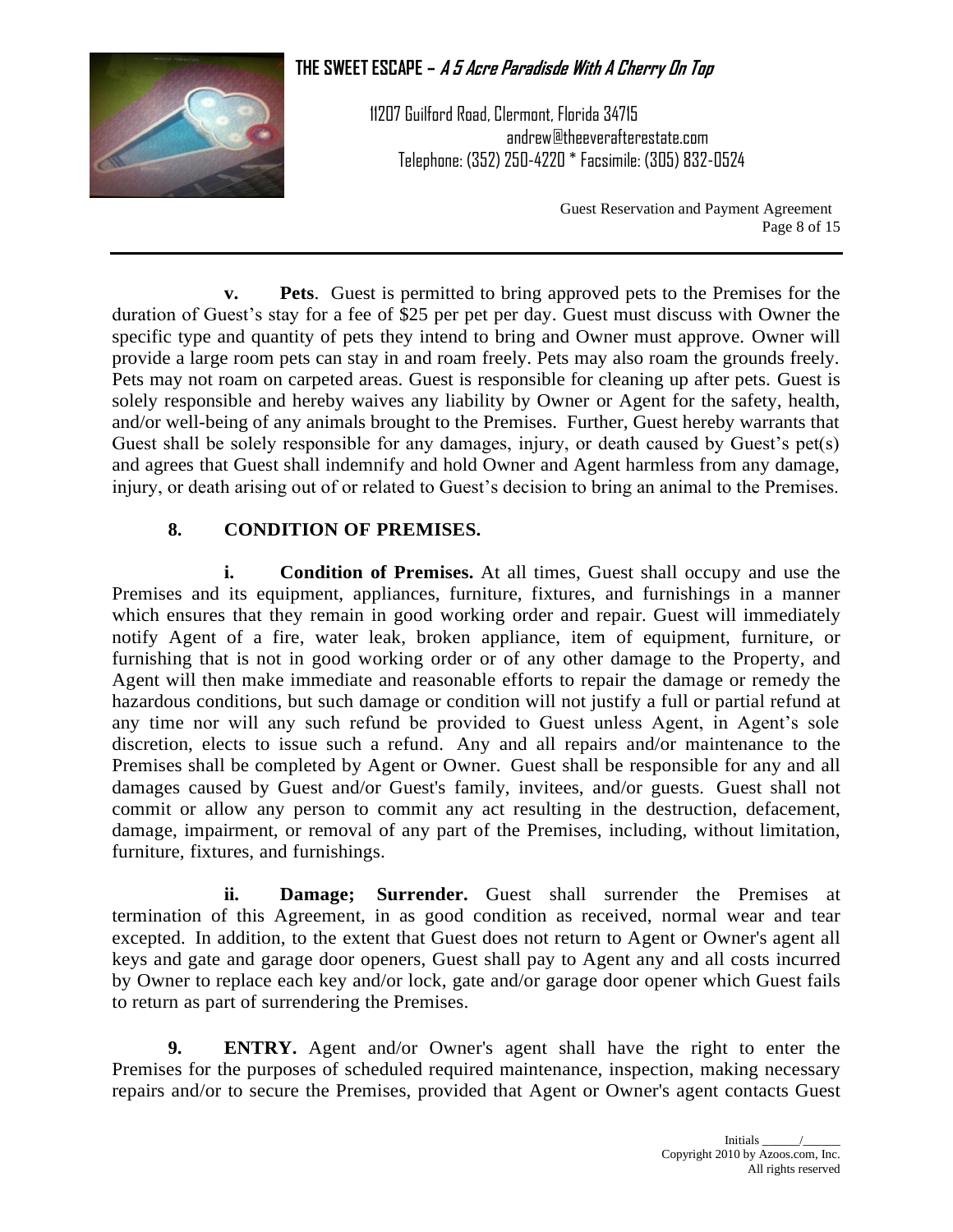**v. Pets**. Guest is permitted to bring approved pets to the Premises for the duration of Guest's stay for a fee of $25 per pet per day. Guest must discuss with Owner the specific type and quantity of pets they intend to bring and Owner must approve. Owner will provide a large room pets can stay in and roam freely. Pets may also roam the grounds freely. Pets may not roam on carpeted areas. Guest is responsible for cleaning up after pets. Guest is solely responsible and hereby waives any liability by Owner or Agent for the safety, health, and/or well-being of any animals brought to the Premises. Further, Guest hereby warrants that Guest shall be solely responsible for any damages, injury, or death caused by Guest's pet(s) and agrees that Guest shall indemnify and hold Owner and Agent harmless from any damage, injury, or death arising out of or related to Guest's decision to bring an animal to the Premises.

**8. CONDITION OF PREMISES.**

**i. Condition of Premises.** At all times, Guest shall occupy and use the Premises and its equipment, appliances, furniture, fixtures, and furnishings in a manner which ensures that they remain in good working order and repair. Guest will immediately notify Agent of a fire, water leak, broken appliance, item of equipment, furniture, or furnishing that is not in good working order or of any other damage to the Property, and Agent will then make immediate and reasonable efforts to repair the damage or remedy the hazardous conditions, but such damage or condition will not justify a full or partial refund at any time nor will any such refund be provided to Guest unless Agent, in Agent's sole discretion, elects to issue such a refund. Any and all repairs and/or maintenance to the Premises shall be completed by Agent or Owner. Guest shall be responsible for any and all damages caused by Guest and/or Guest's family, invitees, and/or guests. Guest shall not commit or allow any person to commit any act resulting in the destruction, defacement, damage, impairment, or removal of any part of the Premises, including, without limitation, furniture, fixtures, and furnishings.

**ii. Damage; Surrender.** Guest shall surrender the Premises at termination of this Agreement, in as good condition as received, normal wear and tear excepted. In addition, to the extent that Guest does not return to Agent or Owner's agent all keys and gate and garage door openers, Guest shall pay to Agent any and all costs incurred by Owner to replace each key and/or lock, gate and/or garage door opener which Guest fails to return as part of surrendering the Premises.

**9. ENTRY.** Agent and/or Owner's agent shall have the right to enter the Premises for the purposes of scheduled required maintenance, inspection, making necessary repairs and/or to secure the Premises, provided that Agent or Owner's agent contacts Guest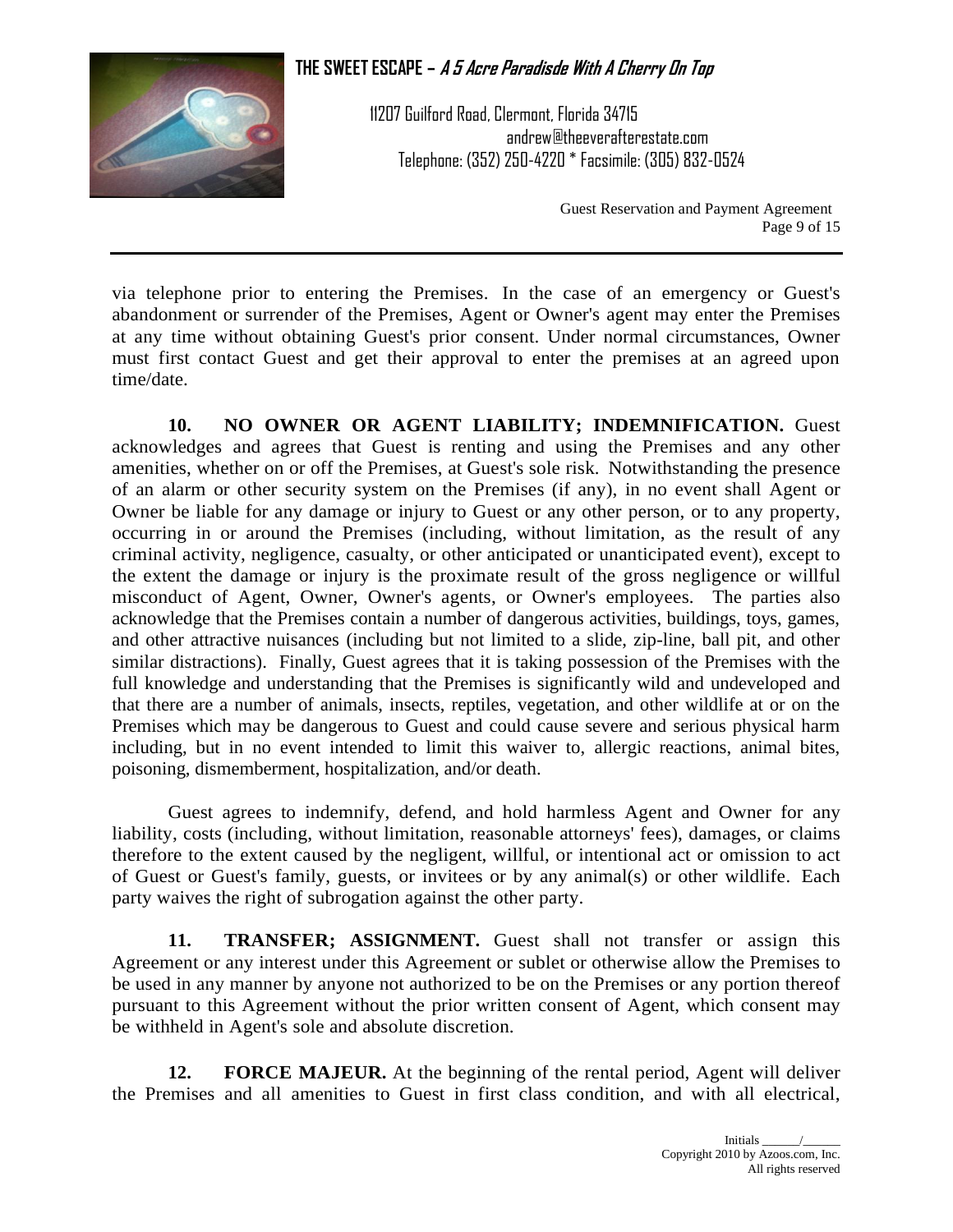via telephone prior to entering the Premises. In the case of an emergency or Guest's abandonment or surrender of the Premises, Agent or Owner's agent may enter the Premises at any time without obtaining Guest's prior consent. Under normal circumstances, Owner must first contact Guest and get their approval to enter the premises at an agreed upon time/date.

**10. NO OWNER OR AGENT LIABILITY; INDEMNIFICATION.** Guest acknowledges and agrees that Guest is renting and using the Premises and any other amenities, whether on or off the Premises, at Guest's sole risk. Notwithstanding the presence of an alarm or other security system on the Premises (if any), in no event shall Agent or Owner be liable for any damage or injury to Guest or any other person, or to any property, occurring in or around the Premises (including, without limitation, as the result of any criminal activity, negligence, casualty, or other anticipated or unanticipated event), except to the extent the damage or injury is the proximate result of the gross negligence or willful misconduct of Agent, Owner, Owner's agents, or Owner's employees. The parties also acknowledge that the Premises contain a number of dangerous activities, buildings, toys, games, and other attractive nuisances (including but not limited to a slide, zip-line, ball pit, and other similar distractions). Finally, Guest agrees that it is taking possession of the Premises with the full knowledge and understanding that the Premises is significantly wild and undeveloped and that there are a number of animals, insects, reptiles, vegetation, and other wildlife at or on the Premises which may be dangerous to Guest and could cause severe and serious physical harm including, but in no event intended to limit this waiver to, allergic reactions, animal bites, poisoning, dismemberment, hospitalization, and/or death.

Guest agrees to indemnify, defend, and hold harmless Agent and Owner for any liability, costs (including, without limitation, reasonable attorneys' fees), damages, or claims therefore to the extent caused by the negligent, willful, or intentional act or omission to act of Guest or Guest's family, guests, or invitees or by any animal(s) or other wildlife. Each party waives the right of subrogation against the other party.

**11. TRANSFER; ASSIGNMENT.** Guest shall not transfer or assign this Agreement or any interest under this Agreement or sublet or otherwise allow the Premises to be used in any manner by anyone not authorized to be on the Premises or any portion thereof pursuant to this Agreement without the prior written consent of Agent, which consent may be withheld in Agent's sole and absolute discretion.

**12. FORCE MAJEUR.** At the beginning of the rental period, Agent will deliver the Premises and all amenities to Guest in first class condition, and with all electrical,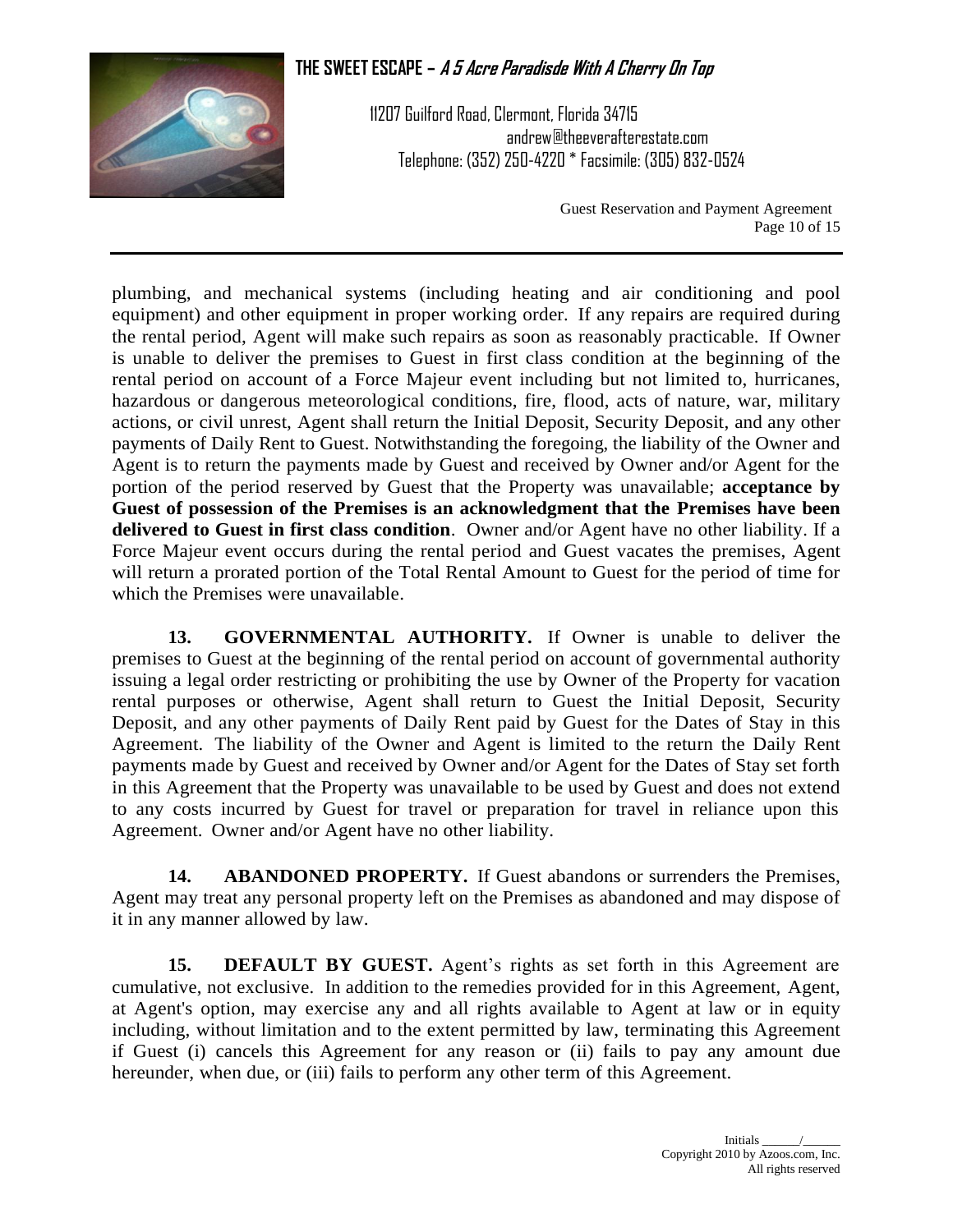plumbing, and mechanical systems (including heating and air conditioning and pool equipment) and other equipment in proper working order. If any repairs are required during the rental period, Agent will make such repairs as soon as reasonably practicable. If Owner is unable to deliver the premises to Guest in first class condition at the beginning of the rental period on account of a Force Majeur event including but not limited to, hurricanes, hazardous or dangerous meteorological conditions, fire, flood, acts of nature, war, military actions, or civil unrest, Agent shall return the Initial Deposit, Security Deposit, and any other payments of Daily Rent to Guest. Notwithstanding the foregoing, the liability of the Owner and Agent is to return the payments made by Guest and received by Owner and/or Agent for the portion of the period reserved by Guest that the Property was unavailable; **acceptance by Guest of possession of the Premises is an acknowledgment that the Premises have been delivered to Guest in first class condition**. Owner and/or Agent have no other liability. If a Force Majeur event occurs during the rental period and Guest vacates the premises, Agent will return a prorated portion of the Total Rental Amount to Guest for the period of time for which the Premises were unavailable.

**13. GOVERNMENTAL AUTHORITY.** If Owner is unable to deliver the premises to Guest at the beginning of the rental period on account of governmental authority issuing a legal order restricting or prohibiting the use by Owner of the Property for vacation rental purposes or otherwise, Agent shall return to Guest the Initial Deposit, Security Deposit, and any other payments of Daily Rent paid by Guest for the Dates of Stay in this Agreement. The liability of the Owner and Agent is limited to the return the Daily Rent payments made by Guest and received by Owner and/or Agent for the Dates of Stay set forth in this Agreement that the Property was unavailable to be used by Guest and does not extend to any costs incurred by Guest for travel or preparation for travel in reliance upon this Agreement. Owner and/or Agent have no other liability.

**14. ABANDONED PROPERTY.** If Guest abandons or surrenders the Premises, Agent may treat any personal property left on the Premises as abandoned and may dispose of it in any manner allowed by law.

**15. DEFAULT BY GUEST.** Agent's rights as set forth in this Agreement are cumulative, not exclusive. In addition to the remedies provided for in this Agreement, Agent, at Agent's option, may exercise any and all rights available to Agent at law or in equity including, without limitation and to the extent permitted by law, terminating this Agreement if Guest (i) cancels this Agreement for any reason or (ii) fails to pay any amount due hereunder, when due, or (iii) fails to perform any other term of this Agreement.

Initials ______/______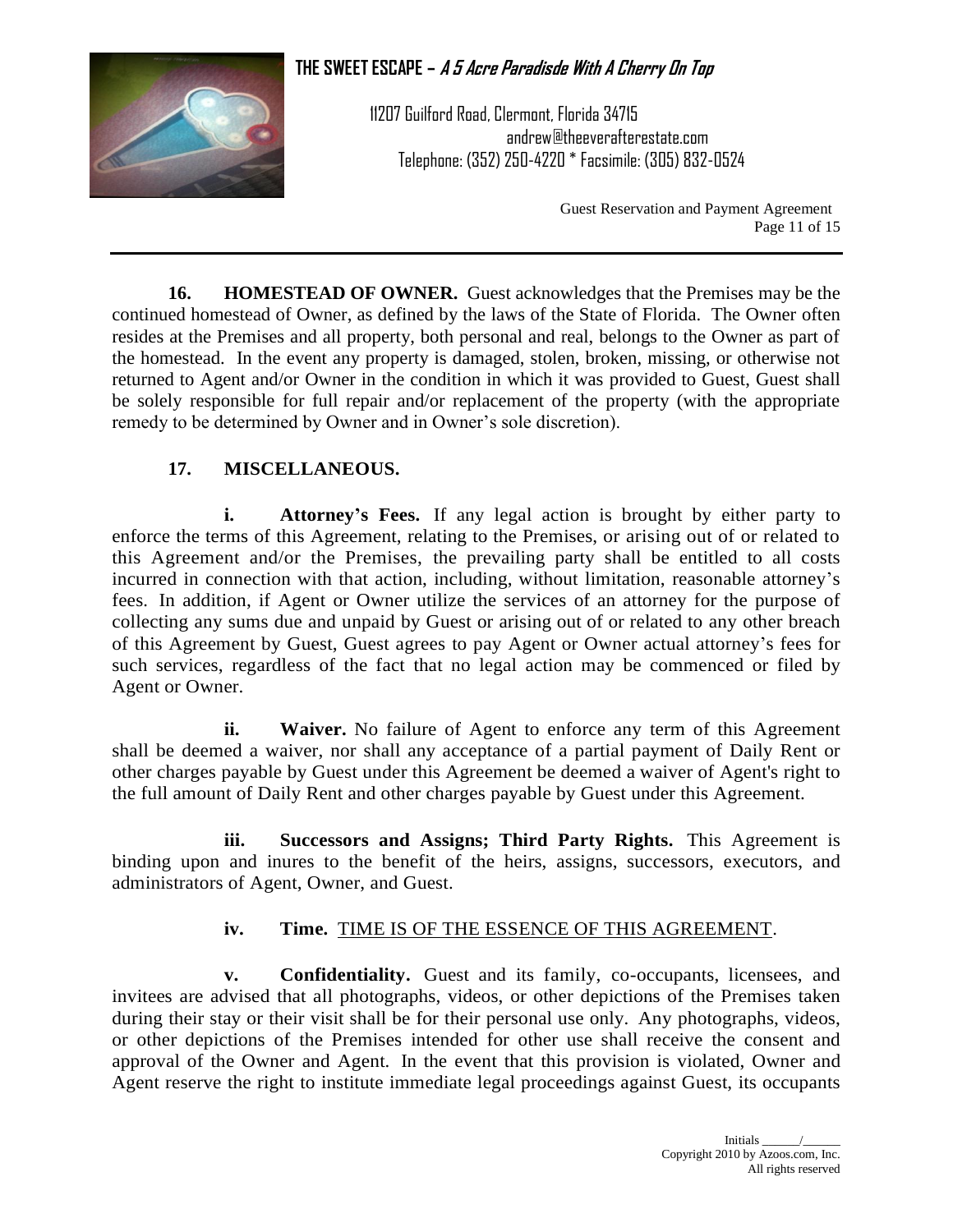**16. HOMESTEAD OF OWNER.** Guest acknowledges that the Premises may be the continued homestead of Owner, as defined by the laws of the State of Florida. The Owner often resides at the Premises and all property, both personal and real, belongs to the Owner as part of the homestead. In the event any property is damaged, stolen, broken, missing, or otherwise not returned to Agent and/or Owner in the condition in which it was provided to Guest, Guest shall be solely responsible for full repair and/or replacement of the property (with the appropriate remedy to be determined by Owner and in Owner's sole discretion).

**17. MISCELLANEOUS.**

**i. Attorney's Fees.** If any legal action is brought by either party to enforce the terms of this Agreement, relating to the Premises, or arising out of or related to this Agreement and/or the Premises, the prevailing party shall be entitled to all costs incurred in connection with that action, including, without limitation, reasonable attorney's fees. In addition, if Agent or Owner utilize the services of an attorney for the purpose of collecting any sums due and unpaid by Guest or arising out of or related to any other breach of this Agreement by Guest, Guest agrees to pay Agent or Owner actual attorney's fees for such services, regardless of the fact that no legal action may be commenced or filed by Agent or Owner.

**ii. Waiver.** No failure of Agent to enforce any term of this Agreement shall be deemed a waiver, nor shall any acceptance of a partial payment of Daily Rent or other charges payable by Guest under this Agreement be deemed a waiver of Agent's right to the full amount of Daily Rent and other charges payable by Guest under this Agreement.

**iii. Successors and Assigns; Third Party Rights.** This Agreement is binding upon and inures to the benefit of the heirs, assigns, successors, executors, and administrators of Agent, Owner, and Guest.

**iv. Time.** TIME IS OF THE ESSENCE OF THIS AGREEMENT.

**v. Confidentiality.** Guest and its family, co-occupants, licensees, and invitees are advised that all photographs, videos, or other depictions of the Premises taken during their stay or their visit shall be for their personal use only. Any photographs, videos, or other depictions of the Premises intended for other use shall receive the consent and approval of the Owner and Agent. In the event that this provision is violated, Owner and Agent reserve the right to institute immediate legal proceedings against Guest, its occupants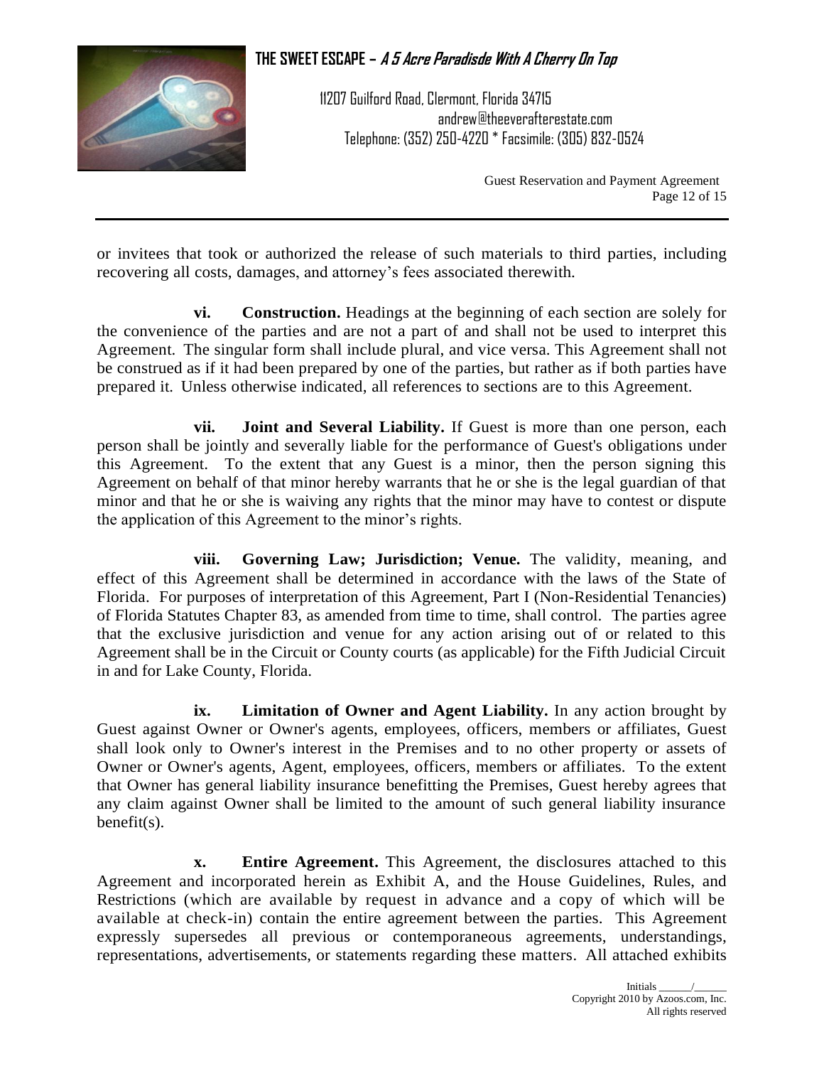or invitees that took or authorized the release of such materials to third parties, including recovering all costs, damages, and attorney's fees associated therewith.

**vi. Construction.** Headings at the beginning of each section are solely for the convenience of the parties and are not a part of and shall not be used to interpret this Agreement. The singular form shall include plural, and vice versa. This Agreement shall not be construed as if it had been prepared by one of the parties, but rather as if both parties have prepared it. Unless otherwise indicated, all references to sections are to this Agreement.

**vii. Joint and Several Liability.** If Guest is more than one person, each person shall be jointly and severally liable for the performance of Guest's obligations under this Agreement. To the extent that any Guest is a minor, then the person signing this Agreement on behalf of that minor hereby warrants that he or she is the legal guardian of that minor and that he or she is waiving any rights that the minor may have to contest or dispute the application of this Agreement to the minor's rights.

**viii. Governing Law; Jurisdiction; Venue.** The validity, meaning, and effect of this Agreement shall be determined in accordance with the laws of the State of Florida. For purposes of interpretation of this Agreement, Part I (Non-Residential Tenancies) of Florida Statutes Chapter 83, as amended from time to time, shall control. The parties agree that the exclusive jurisdiction and venue for any action arising out of or related to this Agreement shall be in the Circuit or County courts (as applicable) for the Fifth Judicial Circuit in and for Lake County, Florida.

**ix. Limitation of Owner and Agent Liability.** In any action brought by Guest against Owner or Owner's agents, employees, officers, members or affiliates, Guest shall look only to Owner's interest in the Premises and to no other property or assets of Owner or Owner's agents, Agent, employees, officers, members or affiliates. To the extent that Owner has general liability insurance benefitting the Premises, Guest hereby agrees that any claim against Owner shall be limited to the amount of such general liability insurance benefit(s).

**x. Entire Agreement.** This Agreement, the disclosures attached to this Agreement and incorporated herein as Exhibit A, and the House Guidelines, Rules, and Restrictions (which are available by request in advance and a copy of which will be available at check-in) contain the entire agreement between the parties. This Agreement expressly supersedes all previous or contemporaneous agreements, understandings, representations, advertisements, or statements regarding these matters. All attached exhibits

Initials ______/______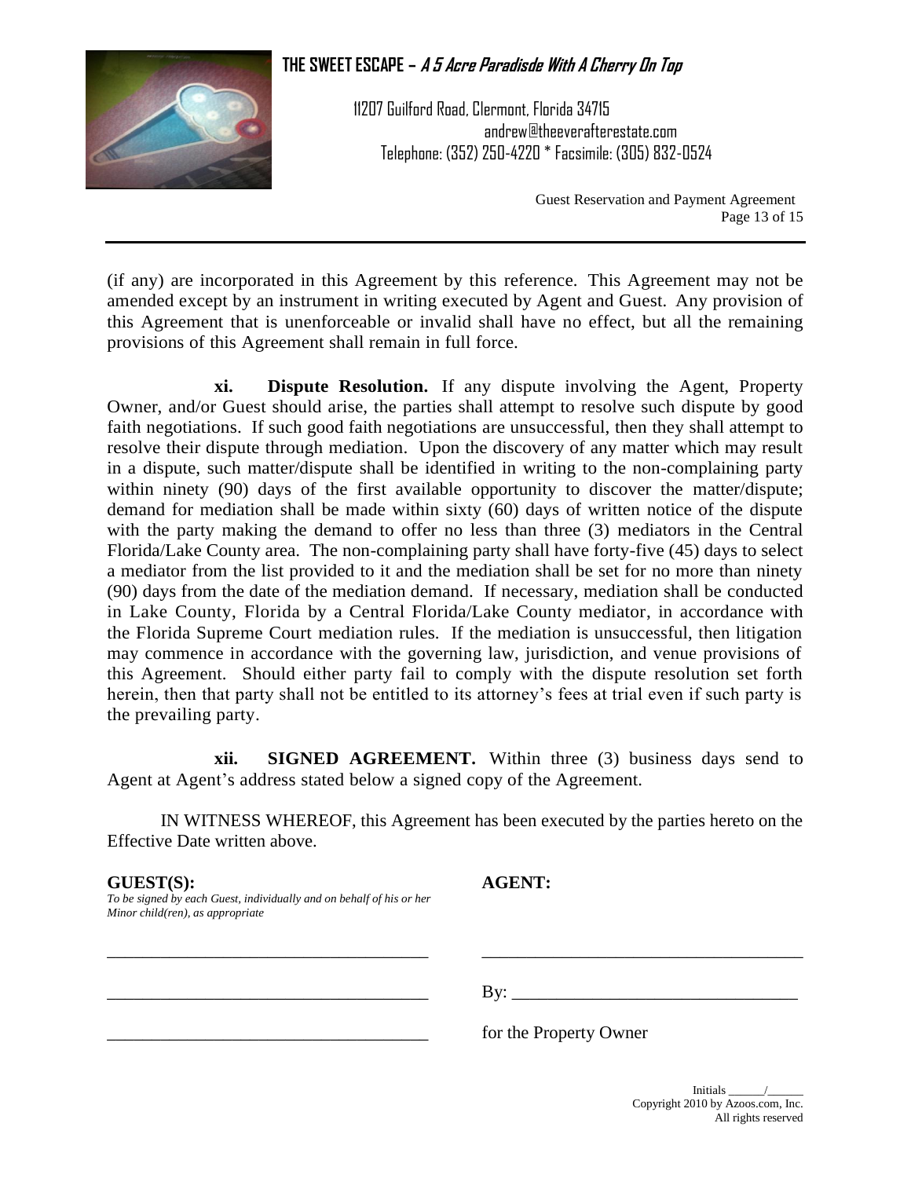(if any) are incorporated in this Agreement by this reference. This Agreement may not be amended except by an instrument in writing executed by Agent and Guest. Any provision of this Agreement that is unenforceable or invalid shall have no effect, but all the remaining provisions of this Agreement shall remain in full force.

**xi. Dispute Resolution.** If any dispute involving the Agent, Property Owner, and/or Guest should arise, the parties shall attempt to resolve such dispute by good faith negotiations. If such good faith negotiations are unsuccessful, then they shall attempt to resolve their dispute through mediation. Upon the discovery of any matter which may result in a dispute, such matter/dispute shall be identified in writing to the non-complaining party within ninety (90) days of the first available opportunity to discover the matter/dispute; demand for mediation shall be made within sixty (60) days of written notice of the dispute with the party making the demand to offer no less than three (3) mediators in the Central Florida/Lake County area. The non-complaining party shall have forty-five (45) days to select a mediator from the list provided to it and the mediation shall be set for no more than ninety (90) days from the date of the mediation demand. If necessary, mediation shall be conducted in Lake County, Florida by a Central Florida/Lake County mediator, in accordance with the Florida Supreme Court mediation rules. If the mediation is unsuccessful, then litigation may commence in accordance with the governing law, jurisdiction, and venue provisions of this Agreement. Should either party fail to comply with the dispute resolution set forth herein, then that party shall not be entitled to its attorney's fees at trial even if such party is the prevailing party.

**xii. SIGNED AGREEMENT.** Within three (3) business days send to Agent at Agent's address stated below a signed copy of the Agreement.

IN WITNESS WHEREOF, this Agreement has been executed by the parties hereto on the Effective Date written above.

**GUEST(S):**
*To be signed by each Guest, individually and on behalf of his or her Minor child(ren), as appropriate*

___________________________________

___________________________________

___________________________________

**AGENT:**

___________________________________

By: ________________________________

for the Property Owner

Initials ______/______
Copyright 2010 by Azoos.com, Inc.
All rights reserved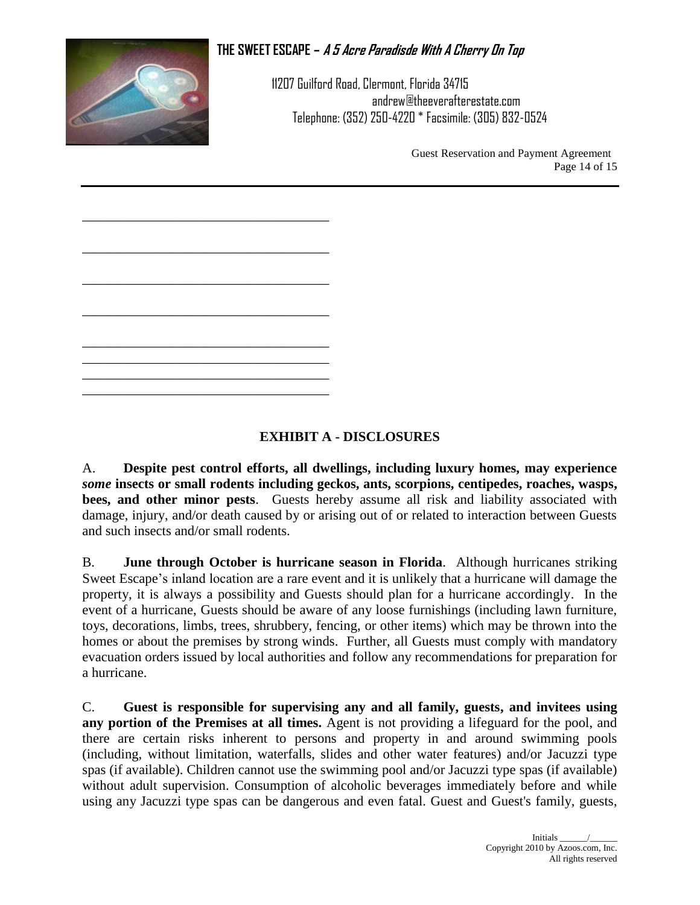______________________________________

______________________________________

______________________________________

______________________________________

______________________________________
______________________________________
______________________________________
______________________________________

## EXHIBIT A - DISCLOSURES

A. **Despite pest control efforts, all dwellings, including luxury homes, may experience *some* insects or small rodents including geckos, ants, scorpions, centipedes, roaches, wasps, bees, and other minor pests**. Guests hereby assume all risk and liability associated with damage, injury, and/or death caused by or arising out of or related to interaction between Guests and such insects and/or small rodents.

B. **June through October is hurricane season in Florida**. Although hurricanes striking Sweet Escape's inland location are a rare event and it is unlikely that a hurricane will damage the property, it is always a possibility and Guests should plan for a hurricane accordingly. In the event of a hurricane, Guests should be aware of any loose furnishings (including lawn furniture, toys, decorations, limbs, trees, shrubbery, fencing, or other items) which may be thrown into the homes or about the premises by strong winds. Further, all Guests must comply with mandatory evacuation orders issued by local authorities and follow any recommendations for preparation for a hurricane.

C. **Guest is responsible for supervising any and all family, guests, and invitees using any portion of the Premises at all times.** Agent is not providing a lifeguard for the pool, and there are certain risks inherent to persons and property in and around swimming pools (including, without limitation, waterfalls, slides and other water features) and/or Jacuzzi type spas (if available). Children cannot use the swimming pool and/or Jacuzzi type spas (if available) without adult supervision. Consumption of alcoholic beverages immediately before and while using any Jacuzzi type spas can be dangerous and even fatal. Guest and Guest's family, guests,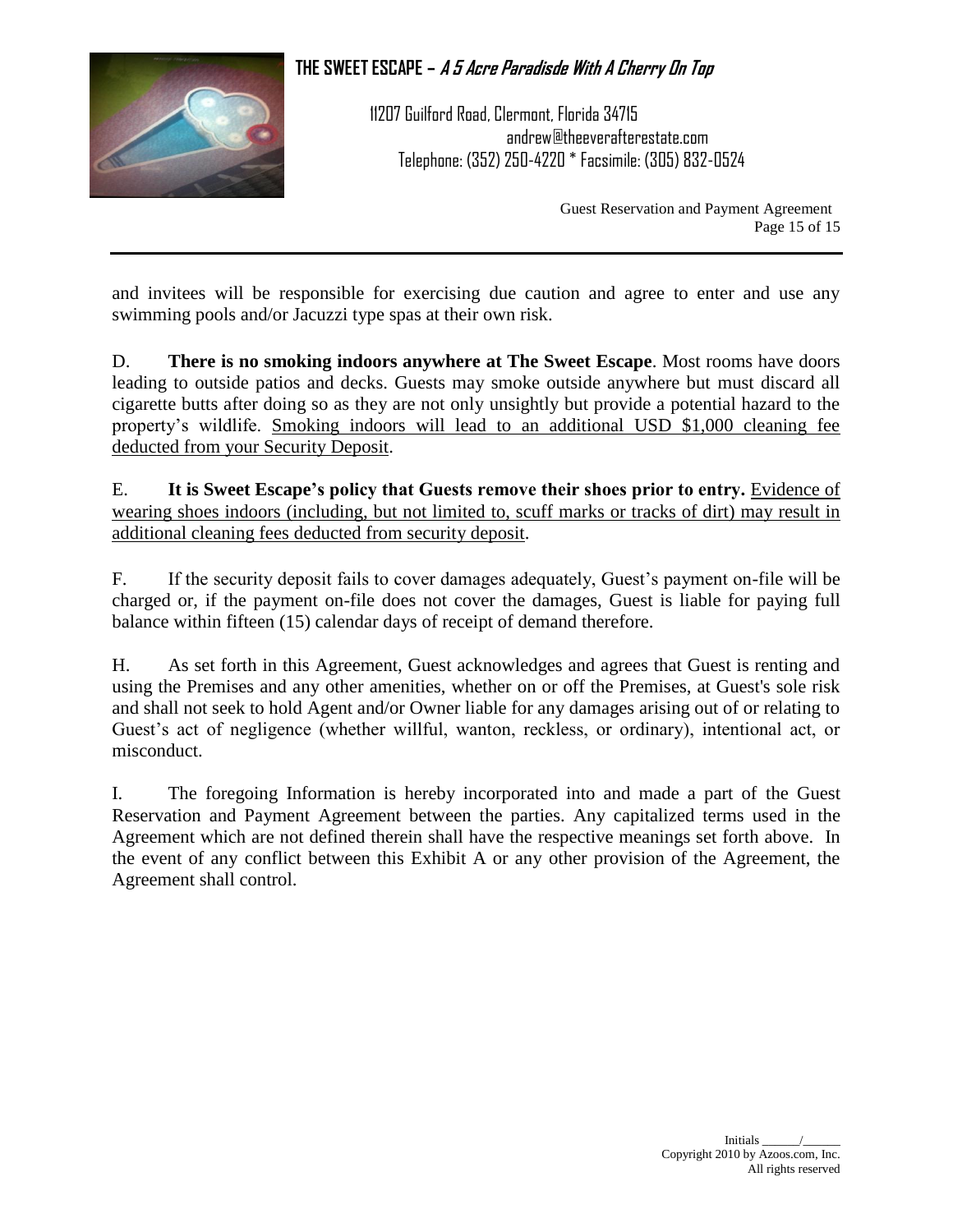and invitees will be responsible for exercising due caution and agree to enter and use any swimming pools and/or Jacuzzi type spas at their own risk.

D. **There is no smoking indoors anywhere at The Sweet Escape**. Most rooms have doors leading to outside patios and decks. Guests may smoke outside anywhere but must discard all cigarette butts after doing so as they are not only unsightly but provide a potential hazard to the property's wildlife. Smoking indoors will lead to an additional USD $1,000 cleaning fee deducted from your Security Deposit.

E. **It is Sweet Escape's policy that Guests remove their shoes prior to entry.** Evidence of wearing shoes indoors (including, but not limited to, scuff marks or tracks of dirt) may result in additional cleaning fees deducted from security deposit.

F. If the security deposit fails to cover damages adequately, Guest's payment on-file will be charged or, if the payment on-file does not cover the damages, Guest is liable for paying full balance within fifteen (15) calendar days of receipt of demand therefore.

H. As set forth in this Agreement, Guest acknowledges and agrees that Guest is renting and using the Premises and any other amenities, whether on or off the Premises, at Guest's sole risk and shall not seek to hold Agent and/or Owner liable for any damages arising out of or relating to Guest's act of negligence (whether willful, wanton, reckless, or ordinary), intentional act, or misconduct.

I. The foregoing Information is hereby incorporated into and made a part of the Guest Reservation and Payment Agreement between the parties. Any capitalized terms used in the Agreement which are not defined therein shall have the respective meanings set forth above. In the event of any conflict between this Exhibit A or any other provision of the Agreement, the Agreement shall control.

Initials ______/______